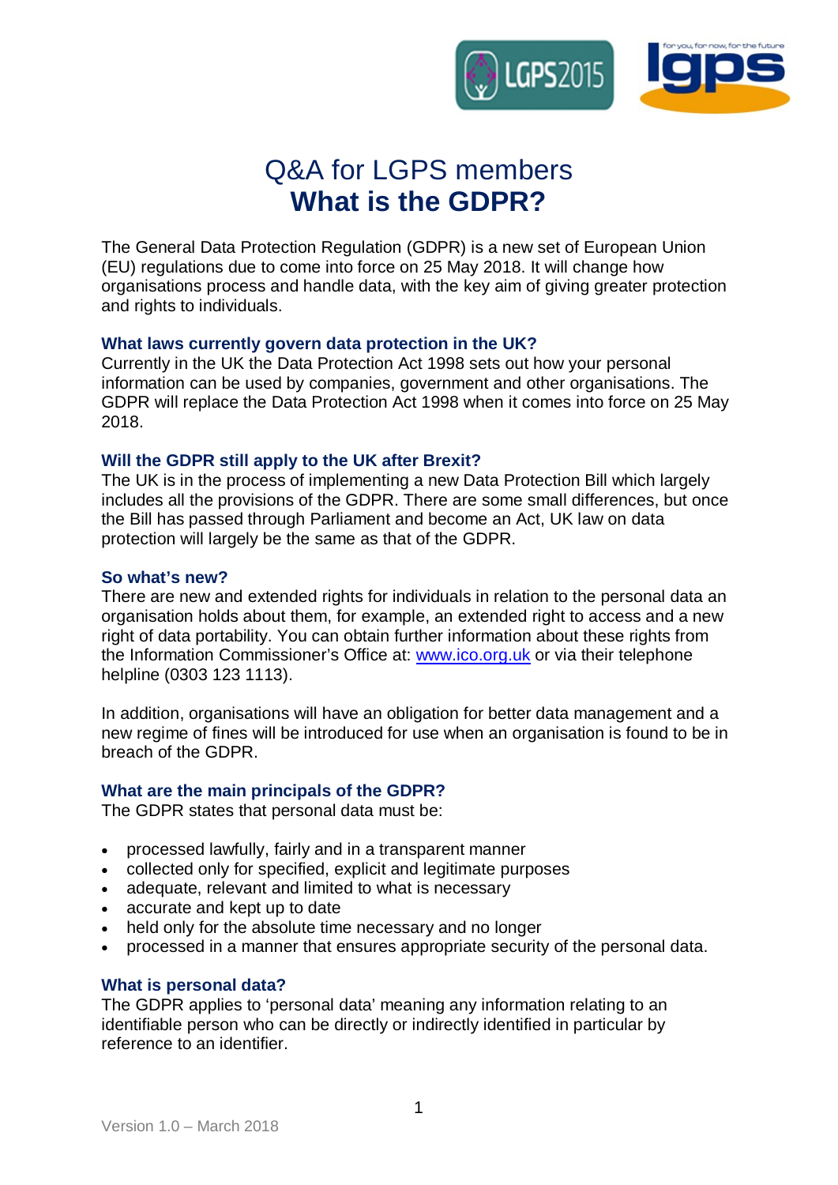# Q&A for LGPS members
# **What is the GDPR?**

The General Data Protection Regulation (GDPR) is a new set of European Union (EU) regulations due to come into force on 25 May 2018. It will change how organisations process and handle data, with the key aim of giving greater protection and rights to individuals.

### What laws currently govern data protection in the UK?

Currently in the UK the Data Protection Act 1998 sets out how your personal information can be used by companies, government and other organisations. The GDPR will replace the Data Protection Act 1998 when it comes into force on 25 May 2018.

### Will the GDPR still apply to the UK after Brexit?

The UK is in the process of implementing a new Data Protection Bill which largely includes all the provisions of the GDPR. There are some small differences, but once the Bill has passed through Parliament and become an Act, UK law on data protection will largely be the same as that of the GDPR.

### So what's new?

There are new and extended rights for individuals in relation to the personal data an organisation holds about them, for example, an extended right to access and a new right of data portability. You can obtain further information about these rights from the Information Commissioner's Office at: [www.ico.org.uk](http://www.ico.org.uk) or via their telephone helpline (0303 123 1113).

In addition, organisations will have an obligation for better data management and a new regime of fines will be introduced for use when an organisation is found to be in breach of the GDPR.

### What are the main principals of the GDPR?

The GDPR states that personal data must be:

- processed lawfully, fairly and in a transparent manner
- collected only for specified, explicit and legitimate purposes
- adequate, relevant and limited to what is necessary
- accurate and kept up to date
- held only for the absolute time necessary and no longer
- processed in a manner that ensures appropriate security of the personal data.

### What is personal data?

The GDPR applies to 'personal data' meaning any information relating to an identifiable person who can be directly or indirectly identified in particular by reference to an identifier.

Version 1.0 – March 2018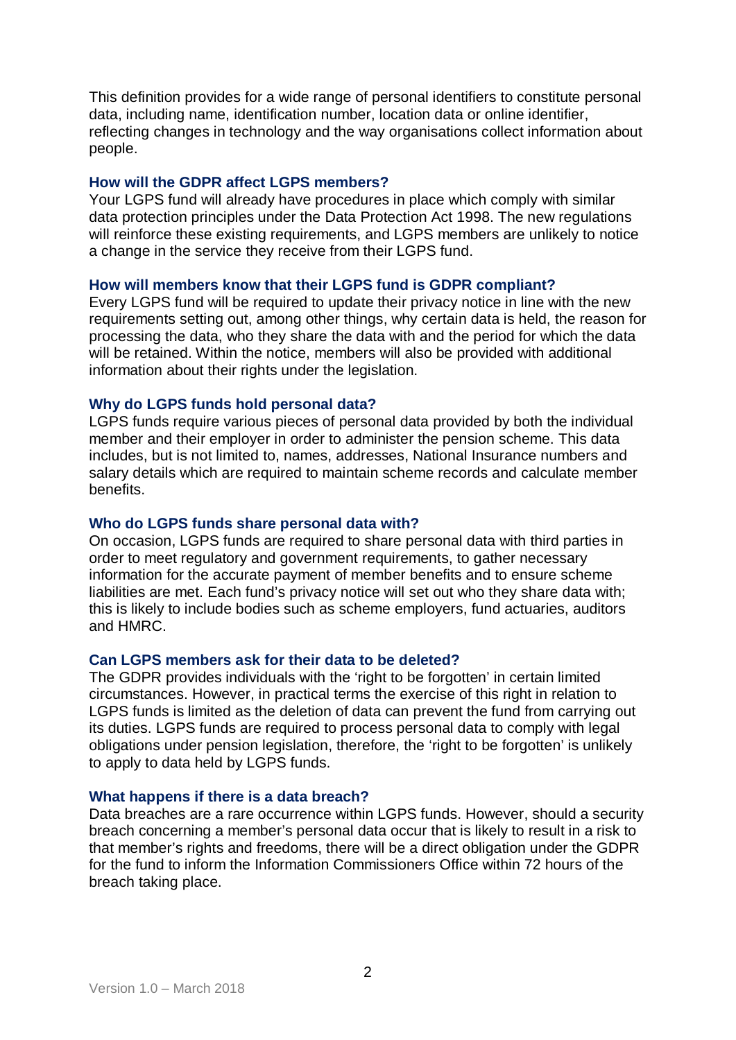This definition provides for a wide range of personal identifiers to constitute personal data, including name, identification number, location data or online identifier, reflecting changes in technology and the way organisations collect information about people.

### How will the GDPR affect LGPS members?

Your LGPS fund will already have procedures in place which comply with similar data protection principles under the Data Protection Act 1998. The new regulations will reinforce these existing requirements, and LGPS members are unlikely to notice a change in the service they receive from their LGPS fund.

### How will members know that their LGPS fund is GDPR compliant?

Every LGPS fund will be required to update their privacy notice in line with the new requirements setting out, among other things, why certain data is held, the reason for processing the data, who they share the data with and the period for which the data will be retained. Within the notice, members will also be provided with additional information about their rights under the legislation.

### Why do LGPS funds hold personal data?

LGPS funds require various pieces of personal data provided by both the individual member and their employer in order to administer the pension scheme. This data includes, but is not limited to, names, addresses, National Insurance numbers and salary details which are required to maintain scheme records and calculate member benefits.

### Who do LGPS funds share personal data with?

On occasion, LGPS funds are required to share personal data with third parties in order to meet regulatory and government requirements, to gather necessary information for the accurate payment of member benefits and to ensure scheme liabilities are met. Each fund's privacy notice will set out who they share data with; this is likely to include bodies such as scheme employers, fund actuaries, auditors and HMRC.

### Can LGPS members ask for their data to be deleted?

The GDPR provides individuals with the 'right to be forgotten' in certain limited circumstances. However, in practical terms the exercise of this right in relation to LGPS funds is limited as the deletion of data can prevent the fund from carrying out its duties. LGPS funds are required to process personal data to comply with legal obligations under pension legislation, therefore, the 'right to be forgotten' is unlikely to apply to data held by LGPS funds.

### What happens if there is a data breach?

Data breaches are a rare occurrence within LGPS funds. However, should a security breach concerning a member's personal data occur that is likely to result in a risk to that member's rights and freedoms, there will be a direct obligation under the GDPR for the fund to inform the Information Commissioners Office within 72 hours of the breach taking place.